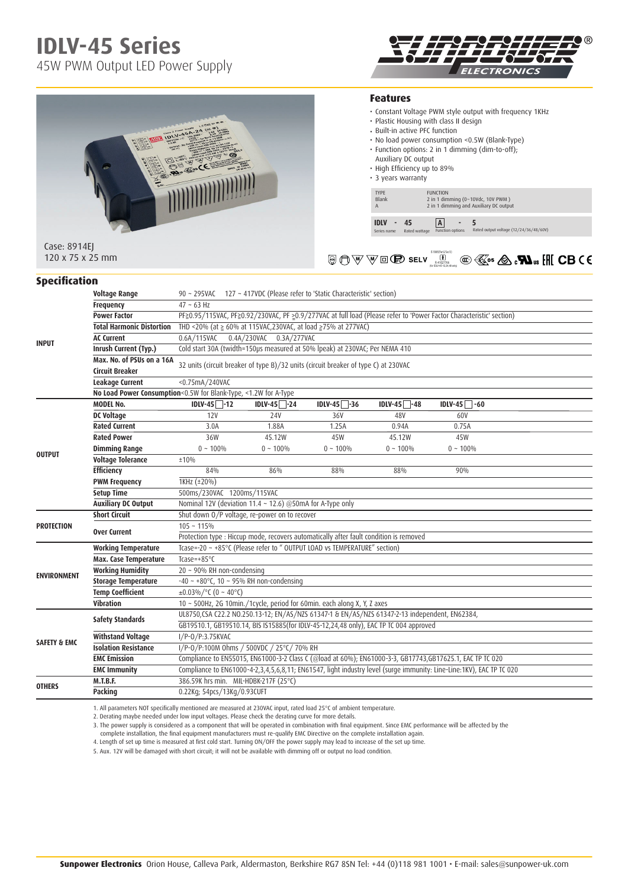# IDLV-45 Series

45W PWM Output LED Power Supply

Case: 8914EJ
120 x 75 x 25 mm

## Features

- Constant Voltage PWM style output with frequency 1KHz
- Plastic Housing with class II design
- Built-in active PFC function
- No load power consumption <0.5W (Blank-Type)
- Function options: 2 in 1 dimming (dim-to-off); Auxiliary DC output
- High Efficiency up to 89%
- 3 years warranty

| TYPE | FUNCTION |
|---|---|
| Blank | 2 in 1 dimming (0~10Vdc, 10V PWM ) |
| A | 2 in 1 dimming and Auxiliary DC output |

IDLV - 45 [A] - 5
Series name / Rated wattage / Function options / Rated output voltage (12/24/36/48/60V)

## Specification

| | | | | | | |
|---|---|---|---|---|---|---|
| INPUT | Voltage Range | 90 ~ 295VAC 127 ~ 417VDC (Please refer to 'Static Characteristic' section) | | | | |
| | Frequency | 47 ~ 63 Hz | | | | |
| | Power Factor | PF≥0.95/115VAC, PF≥0.92/230VAC, PF ≥0.9/277VAC at full load (Please refer to 'Power Factor Characteristic' section) | | | | |
| | Total Harmonic Distortion | THD <20% (at ≥ 60% at 115VAC,230VAC, at load ≥75% at 277VAC) | | | | |
| | AC Current | 0.6A/115VAC 0.4A/230VAC 0.3A/277VAC | | | | |
| | Inrush Current (Typ.) | Cold start 30A (twidth=150μs measured at 50% Ipeak) at 230VAC; Per NEMA 410 | | | | |
| | Max. No. of PSUs on a 16A Circuit Breaker | 32 units (circuit breaker of type B)/32 units (circuit breaker of type C) at 230VAC | | | | |
| | Leakage Current | <0.75mA/240VAC | | | | |
| | No Load Power Consumption | <0.5W for Blank-Type, <1.2W for A-Type | | | | |
| OUTPUT | MODEL No. | IDLV-45 ☐-12 | IDLV-45 ☐-24 | IDLV-45 ☐-36 | IDLV-45 ☐-48 | IDLV-45 ☐-60 |
| | DC Voltage | 12V | 24V | 36V | 48V | 60V |
| | Rated Current | 3.0A | 1.88A | 1.25A | 0.94A | 0.75A |
| | Rated Power | 36W | 45.12W | 45W | 45.12W | 45W |
| | Dimming Range | 0 ~ 100% | 0 ~ 100% | 0 ~ 100% | 0 ~ 100% | 0 ~ 100% |
| | Voltage Tolerance | ±10% | | | | |
| | Efficiency | 84% | 86% | 88% | 88% | 90% |
| | PWM Frequency | 1KHz (±20%) | | | | |
| | Setup Time | 500ms/230VAC 1200ms/115VAC | | | | |
| | Auxiliary DC Output | Nominal 12V (deviation 11.4 ~ 12.6) @50mA for A-Type only | | | | |
| PROTECTION | Short Circuit | Shut down O/P voltage, re-power on to recover | | | | |
| | Over Current | 105 ~ 115% | | | | |
| | | Protection type : Hiccup mode, recovers automatically after fault condition is removed | | | | |
| ENVIRONMENT | Working Temperature | Tcase=-20 ~ +85°C (Please refer to " OUTPUT LOAD vs TEMPERATURE" section) | | | | |
| | Max. Case Temperature | Tcase=+85°C | | | | |
| | Working Humidity | 20 ~ 90% RH non-condensing | | | | |
| | Storage Temperature | -40 ~ +80°C, 10 ~ 95% RH non-condensing | | | | |
| | Temp Coefficient | ±0.03%/°C (0 ~ 40°C) | | | | |
| | Vibration | 10 ~ 500Hz, 2G 10min./1cycle, period for 60min. each along X, Y, Z axes | | | | |
| SAFETY & EMC | Safety Standards | UL8750,CSA C22.2 NO.250.13-12; EN/AS/NZS 61347-1 & EN/AS/NZS 61347-2-13 independent, EN62384, GB19510.1, GB19510.14, BIS IS15885(for IDLV-45-12,24,48 only), EAC TP TC 004 approved | | | | |
| | Withstand Voltage | I/P-O/P:3.75KVAC | | | | |
| | Isolation Resistance | I/P-O/P:100M Ohms / 500VDC / 25°C/ 70% RH | | | | |
| | EMC Emission | Compliance to EN55015, EN61000-3-2 Class C (@load at 60%); EN61000-3-3, GB17743,GB17625.1, EAC TP TC 020 | | | | |
| | EMC Immunity | Compliance to EN61000-4-2,3,4,5,6,8,11; EN61547, light industry level (surge immunity: Line-Line:1KV), EAC TP TC 020 | | | | |
| OTHERS | M.T.B.F. | 386.59K hrs min. MIL-HDBK-217F (25°C) | | | | |
| | Packing | 0.22Kg; 54pcs/13Kg/0.93CUFT | | | | |

1. All parameters NOT specifically mentioned are measured at 230VAC input, rated load 25°C of ambient temperature.
2. Derating maybe needed under low input voltages. Please check the derating curve for more details.
3. The power supply is considered as a component that will be operated in combination with final equipment. Since EMC performance will be affected by the complete installation, the final equipment manufacturers must re-qualify EMC Directive on the complete installation again.
4. Length of set up time is measured at first cold start. Turning ON/OFF the power supply may lead to increase of the set up time.
5. Aux. 12V will be damaged with short circuit; it will not be available with dimming off or output no load condition.

**Sunpower Electronics** Orion House, Calleva Park, Aldermaston, Berkshire RG7 8SN Tel: +44 (0)118 981 1001 • E-mail: sales@sunpower-uk.com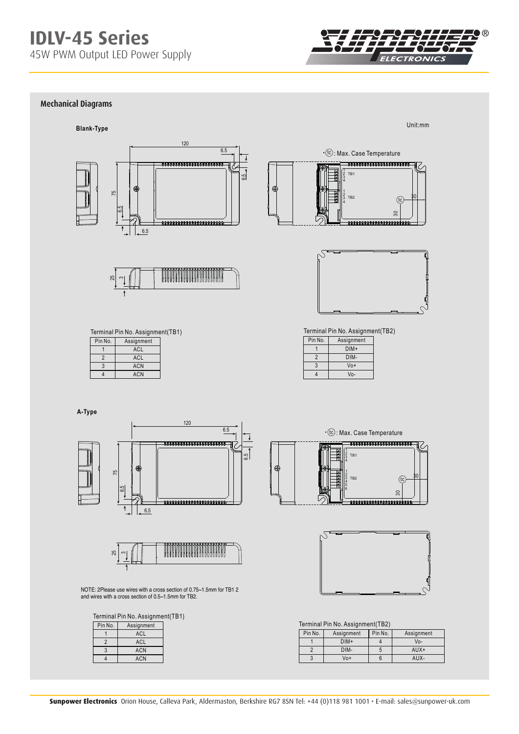## Mechanical Diagrams

**Blank-Type**

Unit:mm

·(tc): Max. Case Temperature

Terminal Pin No. Assignment(TB1)

| Pin No. | Assignment |
|---|---|
| 1 | ACL |
| 2 | ACL |
| 3 | ACN |
| 4 | ACN |

Terminal Pin No. Assignment(TB2)

| Pin No. | Assignment |
|---|---|
| 1 | DIM+ |
| 2 | DIM- |
| 3 | Vo+ |
| 4 | Vo- |

**A-Type**

·(tc): Max. Case Temperature

NOTE: 2Please use wires with a cross section of 0.75~1.5mm for TB1 2 and wires with a cross section of 0.5~1.5mm for TB2.

Terminal Pin No. Assignment(TB1)

| Pin No. | Assignment |
|---|---|
| 1 | ACL |
| 2 | ACL |
| 3 | ACN |
| 4 | ACN |

Terminal Pin No. Assignment(TB2)

| Pin No. | Assignment | Pin No. | Assignment |
|---|---|---|---|
| 1 | DIM+ | 4 | Vo- |
| 2 | DIM- | 5 | AUX+ |
| 3 | Vo+ | 6 | AUX- |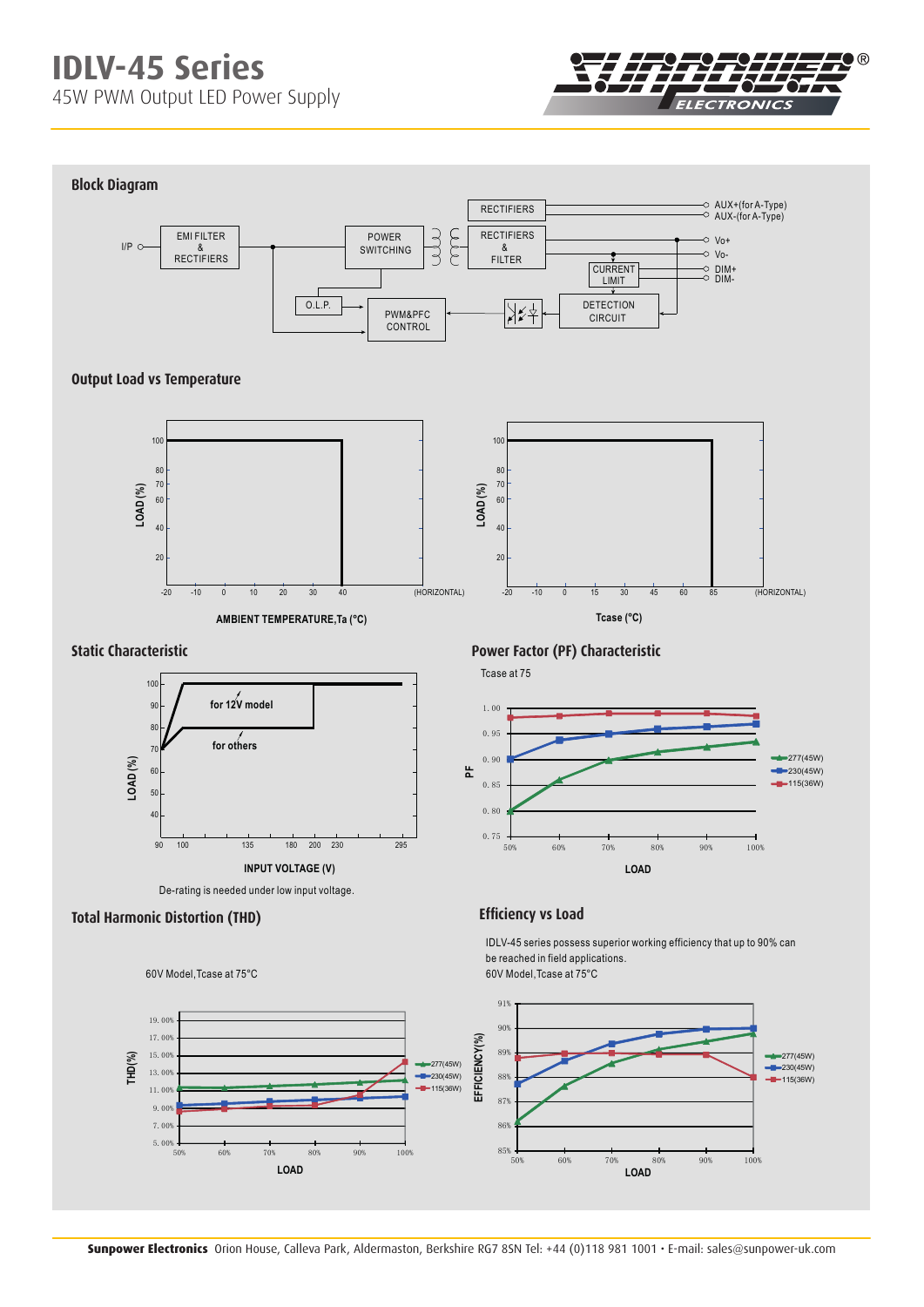# IDLV-45 Series

45W PWM Output LED Power Supply

## Block Diagram

I/P — EMI FILTER & RECTIFIERS — POWER SWITCHING — RECTIFIERS & FILTER — Vo+, Vo-

RECTIFIERS — AUX+(for A-Type), AUX-(for A-Type)

CURRENT LIMIT — DIM+, DIM-

O.L.P.

PWM&PFC CONTROL

DETECTION CIRCUIT

## Output Load vs Temperature

LOAD (%)

AMBIENT TEMPERATURE,Ta (°C)

Tcase (°C)

(HORIZONTAL)

## Static Characteristic

for 12V model

for others

LOAD (%)

INPUT VOLTAGE (V)

De-rating is needed under low input voltage.

## Power Factor (PF) Characteristic

Tcase at 75

PF

LOAD

277(45W)
230(45W)
115(36W)

## Total Harmonic Distortion (THD)

60V Model,Tcase at 75°C

THD(%)

LOAD

277(45W)
230(45W)
115(36W)

## Efficiency vs Load

IDLV-45 series possess superior working efficiency that up to 90% can be reached in field applications.

60V Model,Tcase at 75°C

EFFICIENCY(%)

LOAD

277(45W)
230(45W)
115(36W)

**Sunpower Electronics** Orion House, Calleva Park, Aldermaston, Berkshire RG7 8SN Tel: +44 (0)118 981 1001 • E-mail: sales@sunpower-uk.com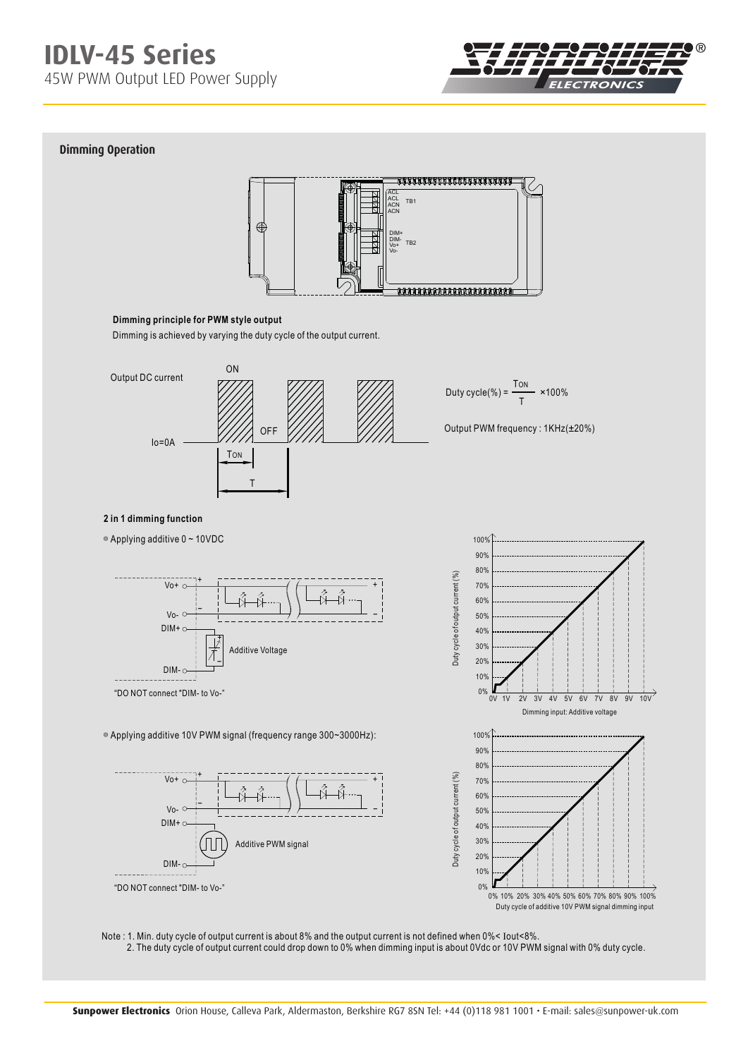# IDLV-45 Series

45W PWM Output LED Power Supply

## Dimming Operation

ACL
ACL
ACN
ACN
TB1

DIM+
DIM-
Vo+
Vo-
TB2

### Dimming principle for PWM style output

Dimming is achieved by varying the duty cycle of the output current.

Output DC current

ON

OFF

Io=0A

TON

T

$$\text{Duty cycle}(\%) = \frac{T_{ON}}{T} \times 100\%$$

Output PWM frequency : 1KHz(±20%)

### 2 in 1 dimming function

◎ Applying additive 0 ~ 10VDC

Vo+
Vo-
DIM+
Additive Voltage
DIM-

"DO NOT connect "DIM- to Vo-"

Duty cycle of output current (%)
100%
90%
80%
70%
60%
50%
40%
30%
20%
10%
0%
0V 1V 2V 3V 4V 5V 6V 7V 8V 9V 10V
Dimming input: Additive voltage

◎ Applying additive 10V PWM signal (frequency range 300~3000Hz):

Vo+
Vo-
DIM+
Additive PWM signal
DIM-

"DO NOT connect "DIM- to Vo-"

Duty cycle of output current (%)
100%
90%
80%
70%
60%
50%
40%
30%
20%
10%
0%
0% 10% 20% 30% 40% 50% 60% 70% 80% 90% 100%
Duty cycle of additive 10V PWM signal dimming input

Note : 1. Min. duty cycle of output current is about 8% and the output current is not defined when 0%< Iout<8%.
2. The duty cycle of output current could drop down to 0% when dimming input is about 0Vdc or 10V PWM signal with 0% duty cycle.

**Sunpower Electronics** Orion House, Calleva Park, Aldermaston, Berkshire RG7 8SN Tel: +44 (0)118 981 1001 • E-mail: sales@sunpower-uk.com